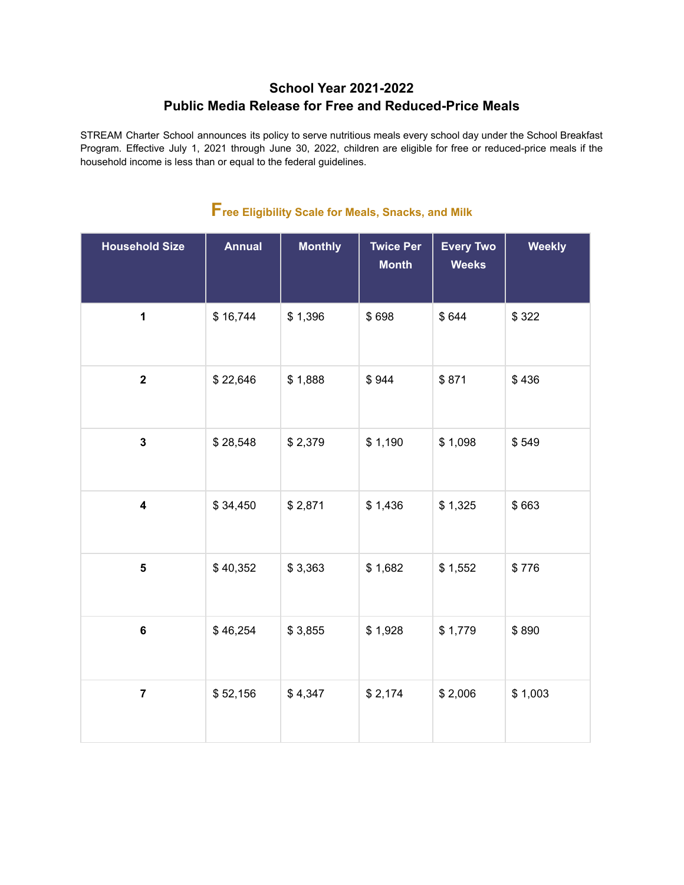# School Year 2021-2022
# Public Media Release for Free and Reduced-Price Meals

STREAM Charter School announces its policy to serve nutritious meals every school day under the School Breakfast Program. Effective July 1, 2021 through June 30, 2022, children are eligible for free or reduced-price meals if the household income is less than or equal to the federal guidelines.

## Free Eligibility Scale for Meals, Snacks, and Milk

| Household Size | Annual | Monthly | Twice Per Month | Every Two Weeks | Weekly |
|---|---|---|---|---|---|
| **1** | $ 16,744 | $ 1,396 | $ 698 | $ 644 | $ 322 |
| **2** | $ 22,646 | $ 1,888 | $ 944 | $ 871 | $ 436 |
| **3** | $ 28,548 | $ 2,379 | $ 1,190 | $ 1,098 | $ 549 |
| **4** | $ 34,450 | $ 2,871 | $ 1,436 | $ 1,325 | $ 663 |
| **5** | $ 40,352 | $ 3,363 | $ 1,682 | $ 1,552 | $ 776 |
| **6** | $ 46,254 | $ 3,855 | $ 1,928 | $ 1,779 | $ 890 |
| **7** | $ 52,156 | $ 4,347 | $ 2,174 | $ 2,006 | $ 1,003 |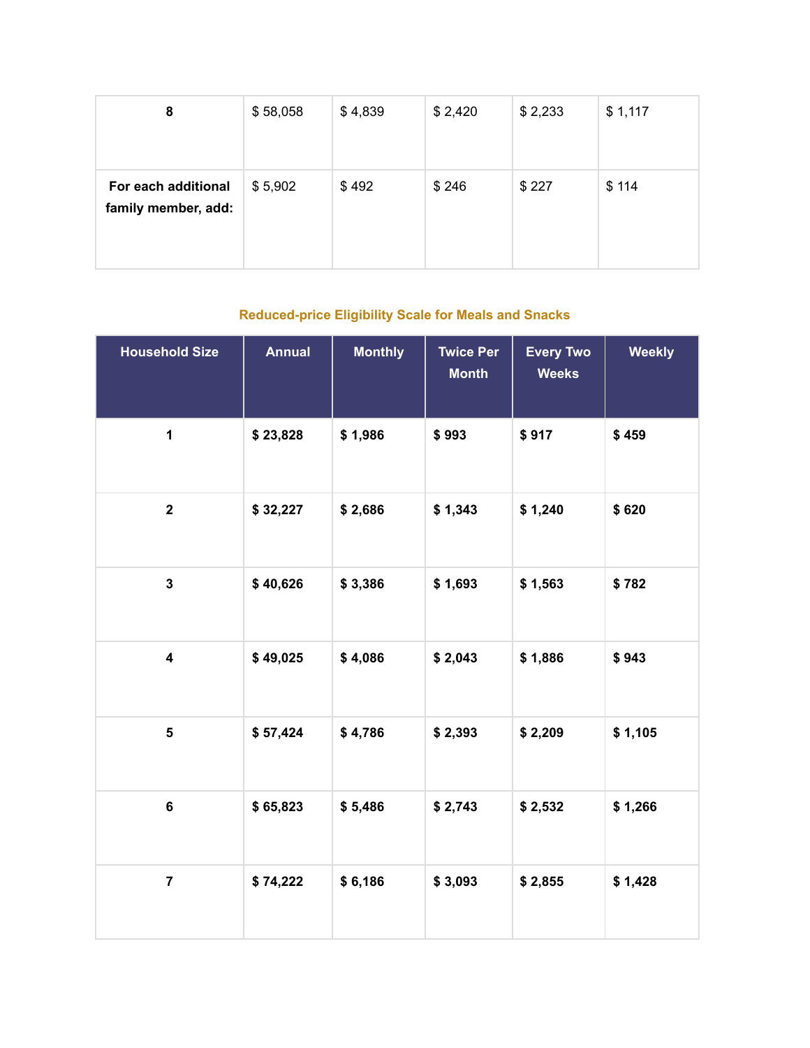| 8 | $ 58,058 | $ 4,839 | $ 2,420 | $ 2,233 | $ 1,117 |
|---|---|---|---|---|---|
| **For each additional family member, add:** | $ 5,902 | $ 492 | $ 246 | $ 227 | $ 114 |

### Reduced-price Eligibility Scale for Meals and Snacks

| Household Size | Annual | Monthly | Twice Per Month | Every Two Weeks | Weekly |
|---|---|---|---|---|---|
| **1** | **$ 23,828** | **$ 1,986** | **$ 993** | **$ 917** | **$ 459** |
| **2** | **$ 32,227** | **$ 2,686** | **$ 1,343** | **$ 1,240** | **$ 620** |
| **3** | **$ 40,626** | **$ 3,386** | **$ 1,693** | **$ 1,563** | **$ 782** |
| **4** | **$ 49,025** | **$ 4,086** | **$ 2,043** | **$ 1,886** | **$ 943** |
| **5** | **$ 57,424** | **$ 4,786** | **$ 2,393** | **$ 2,209** | **$ 1,105** |
| **6** | **$ 65,823** | **$ 5,486** | **$ 2,743** | **$ 2,532** | **$ 1,266** |
| **7** | **$ 74,222** | **$ 6,186** | **$ 3,093** | **$ 2,855** | **$ 1,428** |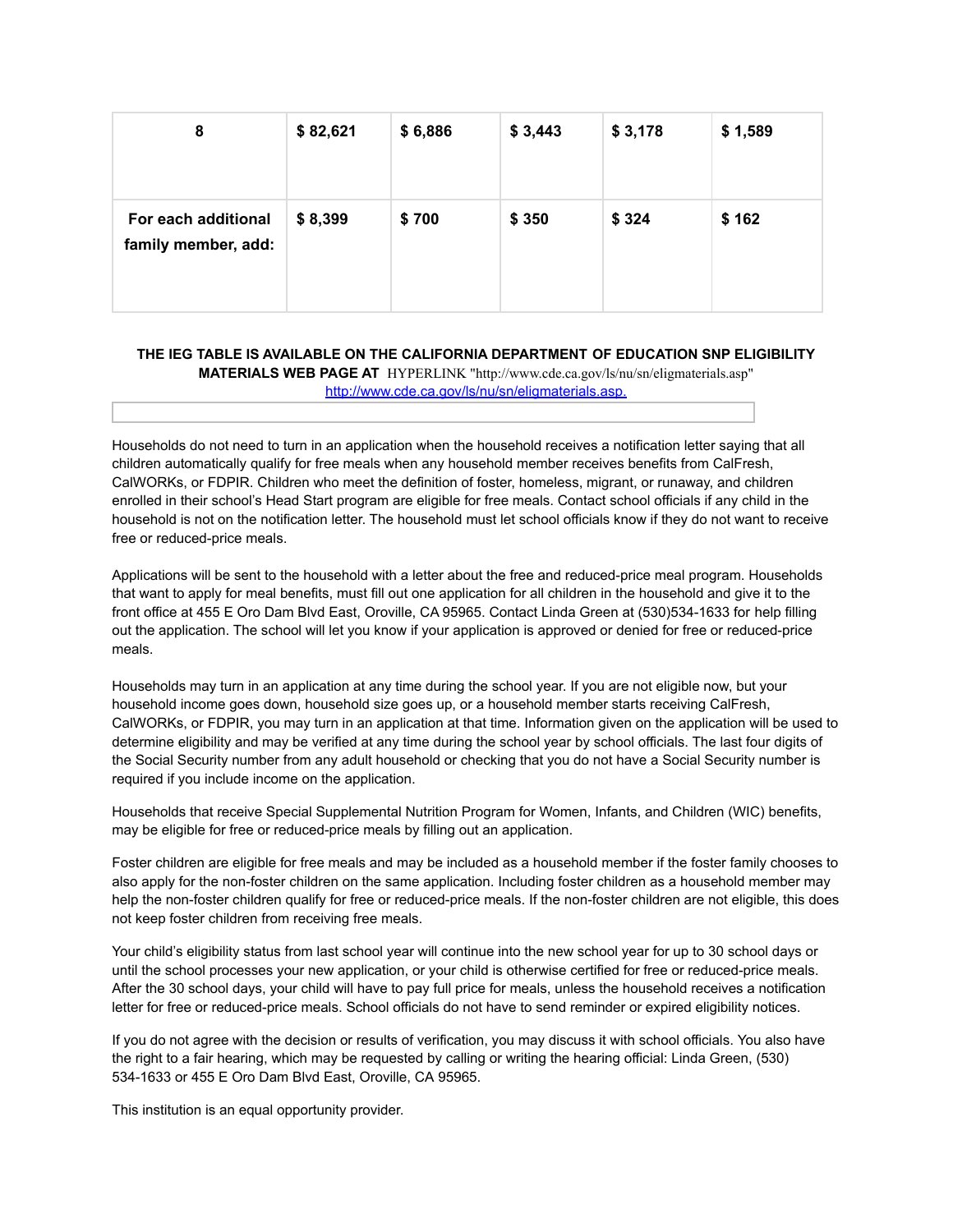| | | | | | |
|---|---|---|---|---|---|
| **8** | **$ 82,621** | **$ 6,886** | **$ 3,443** | **$ 3,178** | **$ 1,589** |
| **For each additional family member, add:** | **$ 8,399** | **$ 700** | **$ 350** | **$ 324** | **$ 162** |

**THE IEG TABLE IS AVAILABLE ON THE CALIFORNIA DEPARTMENT OF EDUCATION SNP ELIGIBILITY MATERIALS WEB PAGE AT** HYPERLINK "http://www.cde.ca.gov/ls/nu/sn/eligmaterials.asp" [http://www.cde.ca.gov/ls/nu/sn/eligmaterials.asp.](http://www.cde.ca.gov/ls/nu/sn/eligmaterials.asp)

Households do not need to turn in an application when the household receives a notification letter saying that all children automatically qualify for free meals when any household member receives benefits from CalFresh, CalWORKs, or FDPIR. Children who meet the definition of foster, homeless, migrant, or runaway, and children enrolled in their school's Head Start program are eligible for free meals. Contact school officials if any child in the household is not on the notification letter. The household must let school officials know if they do not want to receive free or reduced-price meals.

Applications will be sent to the household with a letter about the free and reduced-price meal program. Households that want to apply for meal benefits, must fill out one application for all children in the household and give it to the front office at 455 E Oro Dam Blvd East, Oroville, CA 95965. Contact Linda Green at (530)534-1633 for help filling out the application. The school will let you know if your application is approved or denied for free or reduced-price meals.

Households may turn in an application at any time during the school year. If you are not eligible now, but your household income goes down, household size goes up, or a household member starts receiving CalFresh, CalWORKs, or FDPIR, you may turn in an application at that time. Information given on the application will be used to determine eligibility and may be verified at any time during the school year by school officials. The last four digits of the Social Security number from any adult household or checking that you do not have a Social Security number is required if you include income on the application.

Households that receive Special Supplemental Nutrition Program for Women, Infants, and Children (WIC) benefits, may be eligible for free or reduced-price meals by filling out an application.

Foster children are eligible for free meals and may be included as a household member if the foster family chooses to also apply for the non-foster children on the same application. Including foster children as a household member may help the non-foster children qualify for free or reduced-price meals. If the non-foster children are not eligible, this does not keep foster children from receiving free meals.

Your child's eligibility status from last school year will continue into the new school year for up to 30 school days or until the school processes your new application, or your child is otherwise certified for free or reduced-price meals. After the 30 school days, your child will have to pay full price for meals, unless the household receives a notification letter for free or reduced-price meals. School officials do not have to send reminder or expired eligibility notices.

If you do not agree with the decision or results of verification, you may discuss it with school officials. You also have the right to a fair hearing, which may be requested by calling or writing the hearing official: Linda Green, (530) 534-1633 or 455 E Oro Dam Blvd East, Oroville, CA 95965.

This institution is an equal opportunity provider.